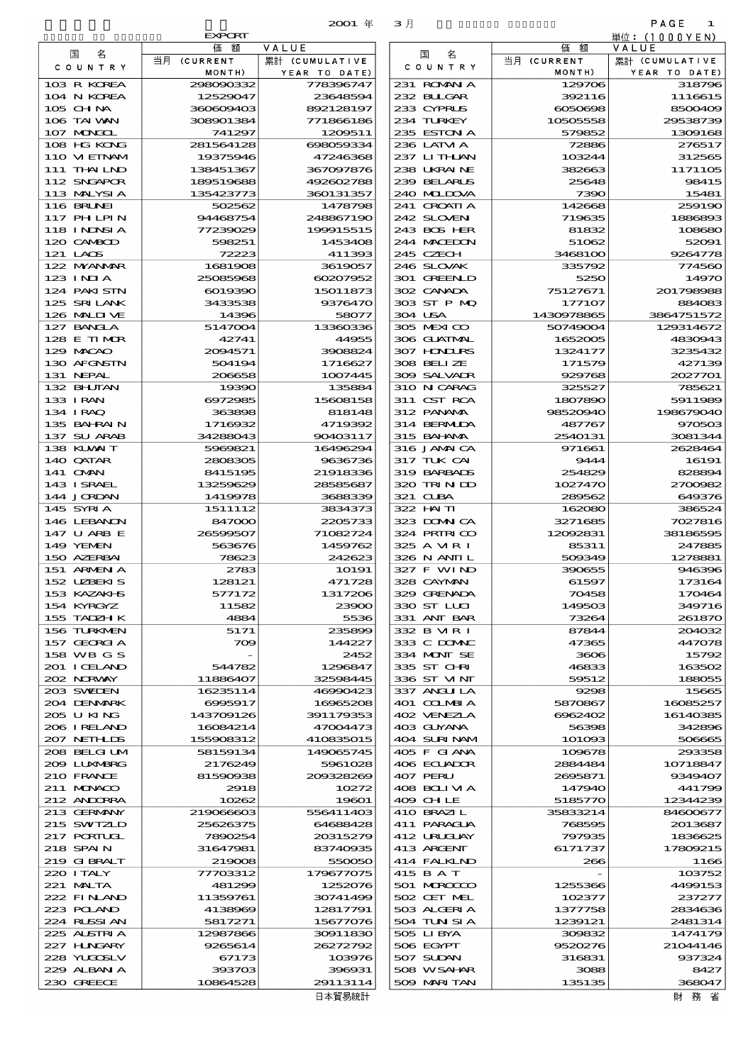2001 年 3 月

EXPORT

単位：(1000YEN)

| 国 名 COUNTRY | 価額 VALUE 当月 (CURRENT MONTH) | 累計 (CUMULATIVE YEAR TO DATE) |
|---|---|---|
| 103 R KOREA | 298090332 | 778396747 |
| 104 N KOREA | 12529047 | 23648594 |
| 105 CHINA | 360609403 | 892128197 |
| 106 TAIWAN | 308901384 | 771866186 |
| 107 MONGOL | 741297 | 1209511 |
| 108 HG KONG | 281564128 | 698059334 |
| 110 VIETNAM | 19375946 | 47246368 |
| 111 THAILND | 138451367 | 367097876 |
| 112 SNGAPOR | 189519688 | 492602788 |
| 113 MALYSIA | 135423773 | 360131357 |
| 116 BRUNEI | 502562 | 1478798 |
| 117 PHLPIN | 94468754 | 248867190 |
| 118 INDNSIA | 77239029 | 199915515 |
| 120 CAMBOD | 598251 | 1453408 |
| 121 LAOS | 72223 | 411393 |
| 122 MYANMAR | 1681908 | 3619057 |
| 123 INDIA | 25085968 | 60207952 |
| 124 PAKISTN | 6019390 | 15011873 |
| 125 SRI LANK | 3433538 | 9376470 |
| 126 MALDIVE | 14396 | 58077 |
| 127 BANGLA | 5147004 | 13360336 |
| 128 E TIMOR | 42741 | 44955 |
| 129 MACAO | 2094571 | 3908824 |
| 130 AFGNSTN | 504194 | 1716627 |
| 131 NEPAL | 206658 | 1007445 |
| 132 BHUTAN | 19390 | 135884 |
| 133 IRAN | 6972985 | 15608158 |
| 134 IRAQ | 363898 | 818148 |
| 135 BAHRAIN | 1716932 | 4719392 |
| 137 SU ARAB | 34288043 | 90403117 |
| 138 KUWAIT | 5969821 | 16496294 |
| 140 QATAR | 2808305 | 9636736 |
| 141 OMAN | 8415195 | 21918336 |
| 143 ISRAEL | 13259629 | 28585687 |
| 144 JORDAN | 1419978 | 3688339 |
| 145 SYRIA | 1511112 | 3834373 |
| 146 LEBANON | 847000 | 2205733 |
| 147 U ARB E | 26599507 | 71082724 |
| 149 YEMEN | 563676 | 1459762 |
| 150 AZERBAI | 78623 | 242623 |
| 151 ARMENIA | 2783 | 10191 |
| 152 UZBEKIS | 128121 | 471728 |
| 153 KAZAKHS | 577172 | 1317206 |
| 154 KYRGYZ | 11582 | 23900 |
| 155 TADZHIK | 4884 | 5536 |
| 156 TURKMEN | 5171 | 235899 |
| 157 GEORGIA | 709 | 144227 |
| 158 WB G S | - | 2452 |
| 201 ICELAND | 544782 | 1296847 |
| 202 NORWAY | 11886407 | 32598445 |
| 203 SWEDEN | 16235114 | 46990423 |
| 204 DENMARK | 6995917 | 16965208 |
| 205 U KING | 143709126 | 391179353 |
| 206 IRELAND | 16084214 | 47004473 |
| 207 NETHLDS | 155908312 | 410835015 |
| 208 BELGIUM | 58159134 | 149065745 |
| 209 LUXMBRG | 2176249 | 5961028 |
| 210 FRANCE | 81590938 | 209328269 |
| 211 MONACO | 2918 | 10272 |
| 212 ANDORRA | 10262 | 19601 |
| 213 GERMANY | 219066603 | 556411403 |
| 215 SWITZLD | 25626375 | 64688428 |
| 217 PORTUGL | 7890254 | 20315279 |
| 218 SPAIN | 31647981 | 83740935 |
| 219 GIBRALT | 219008 | 550050 |
| 220 ITALY | 77703312 | 179677075 |
| 221 MALTA | 481299 | 1252076 |
| 222 FINLAND | 11359761 | 30741499 |
| 223 POLAND | 4138969 | 12817791 |
| 224 RUSSIAN | 5817271 | 15677076 |
| 225 AUSTRIA | 12987866 | 30911830 |
| 227 HUNGARY | 9265614 | 26272792 |
| 228 YUGOSLV | 67173 | 103976 |
| 229 ALBANIA | 393703 | 396931 |
| 230 GREECE | 10864528 | 29113114 |
| 231 ROMANIA | 129706 | 318796 |
| 232 BULGAR | 392116 | 1116615 |
| 233 CYPRUS | 6050698 | 8500409 |
| 234 TURKEY | 10505558 | 29538739 |
| 235 ESTONIA | 579852 | 1309168 |
| 236 LATVIA | 72886 | 276517 |
| 237 LITHUAN | 103244 | 312565 |
| 238 UKRAINE | 382663 | 1171105 |
| 239 BELARUS | 25648 | 98415 |
| 240 MOLDOVA | 7390 | 15481 |
| 241 CROATIA | 142668 | 259190 |
| 242 SLOVEN | 719635 | 1886893 |
| 243 BOS HER | 81832 | 108680 |
| 244 MACEDON | 51062 | 52091 |
| 245 CZECH | 3468100 | 9264778 |
| 246 SLOVAK | 335792 | 774560 |
| 301 GREENLD | 5250 | 14970 |
| 302 CANADA | 75127671 | 201798988 |
| 303 ST P MQ | 177107 | 884083 |
| 304 USA | 1430978865 | 3864751572 |
| 305 MEXICO | 50749004 | 129314672 |
| 306 GUATMAL | 1652005 | 4830943 |
| 307 HONDURS | 1324177 | 3235432 |
| 308 BELIZE | 171579 | 427139 |
| 309 SALVADR | 929768 | 2027701 |
| 310 NICARAG | 325527 | 785621 |
| 311 CST RCA | 1807890 | 5911989 |
| 312 PANAMA | 98520940 | 198679040 |
| 314 BERMUDA | 487767 | 970503 |
| 315 BAHAMA | 2540131 | 3081344 |
| 316 JAMAICA | 971661 | 2628464 |
| 317 TUK CAI | 9444 | 16191 |
| 319 BARBADS | 254829 | 828894 |
| 320 TRINIDD | 1027470 | 2700982 |
| 321 CUBA | 289562 | 649376 |
| 322 HAITI | 162080 | 386524 |
| 323 DOMNICA | 3271685 | 7027816 |
| 324 PRTRICO | 12092831 | 38186595 |
| 325 A VIR I | 85311 | 247885 |
| 326 N ANTIL | 509349 | 1278881 |
| 327 F W IND | 390655 | 946396 |
| 328 CAYMAN | 61597 | 173164 |
| 329 GRENADA | 70458 | 170464 |
| 330 ST LUCI | 149503 | 349716 |
| 331 ANT BAR | 73264 | 261870 |
| 332 B VIR I | 87844 | 204032 |
| 333 C DOMNC | 47365 | 447078 |
| 334 MONT SE | 3606 | 15792 |
| 335 ST CHRI | 46833 | 163502 |
| 336 ST VINT | 59512 | 188055 |
| 337 ANGUILA | 9298 | 15665 |
| 401 COLMBIA | 5870867 | 16085257 |
| 402 VENEZLA | 6962402 | 16140385 |
| 403 GUYANA | 56398 | 342896 |
| 404 SURINAM | 101093 | 506665 |
| 405 F GIANA | 109678 | 293358 |
| 406 ECUADOR | 2884484 | 10718847 |
| 407 PERU | 2695871 | 9349407 |
| 408 BOLIVIA | 147940 | 441799 |
| 409 CHILE | 5185770 | 12344239 |
| 410 BRAZIL | 35833214 | 84600677 |
| 411 PARAGUA | 768595 | 2013687 |
| 412 URUGUAY | 797935 | 1836625 |
| 413 ARGENT | 6171737 | 17809215 |
| 414 FALKLND | 266 | 1166 |
| 415 B A T | - | 103752 |
| 501 MOROCCO | 1255366 | 4499153 |
| 502 CET MEL | 102377 | 237277 |
| 503 ALGERIA | 1377758 | 2834636 |
| 504 TUNISIA | 1239121 | 2481314 |
| 505 LIBYA | 309832 | 1474179 |
| 506 EGYPT | 9520276 | 21044146 |
| 507 SUDAN | 316831 | 937324 |
| 508 W SAHAR | 3088 | 8427 |
| 509 MARITAN | 135135 | 368047 |

日本貿易統計　　財務省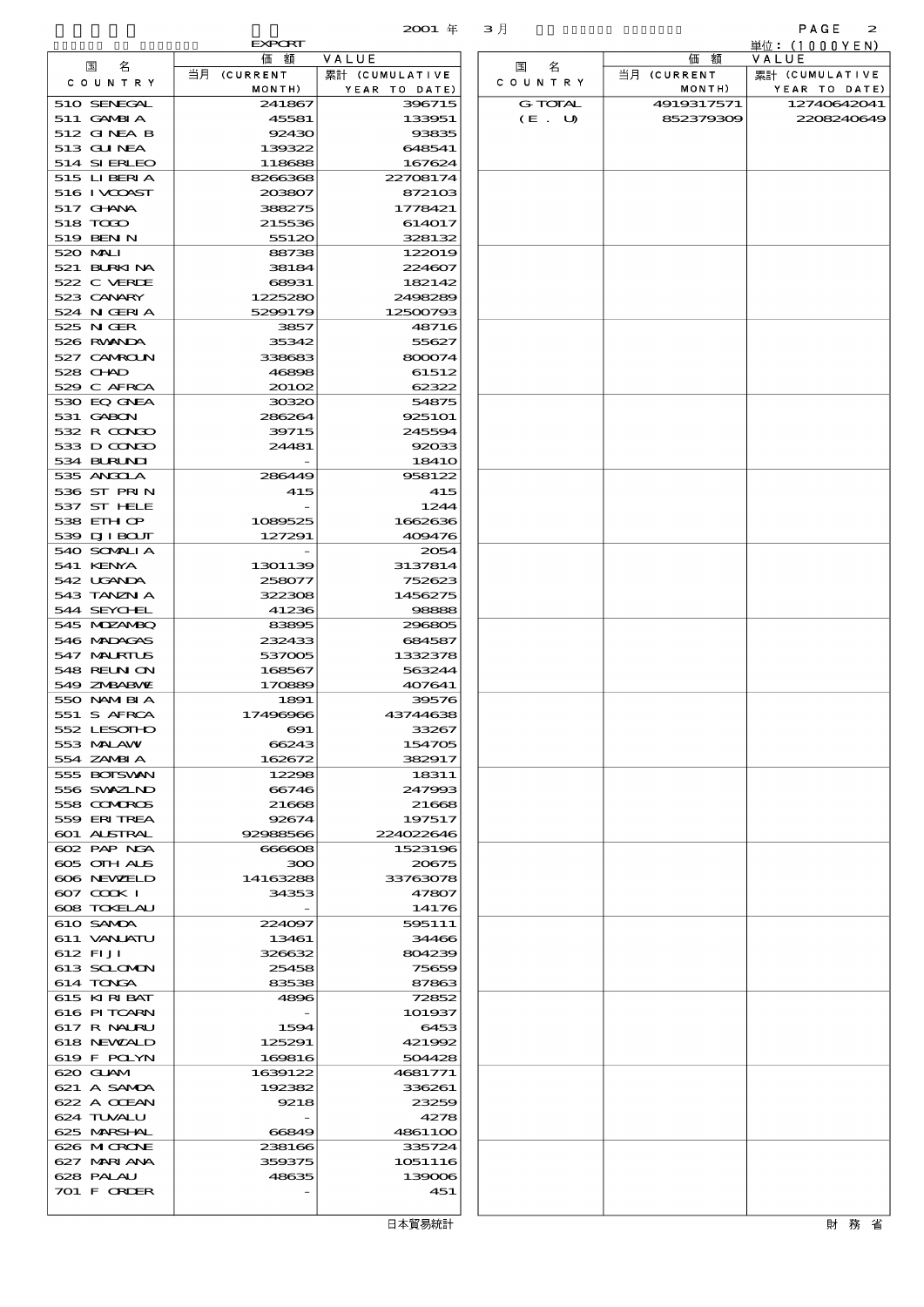EXPORT

2001 年 3 月

単位：(1000YEN)

| 国名 COUNTRY | 価額 VALUE 当月 (CURRENT MONTH) | 累計 (CUMULATIVE YEAR TO DATE) |
|---|---|---|
| 510 SENEGAL | 241867 | 396715 |
| 511 GAMBIA | 45581 | 133951 |
| 512 GINEA B | 92430 | 93835 |
| 513 GUINEA | 139322 | 648541 |
| 514 SIERLEO | 118688 | 167624 |
| 515 LIBERIA | 8266368 | 22708174 |
| 516 IVCOAST | 203807 | 872103 |
| 517 GHANA | 388275 | 1778421 |
| 518 TOGO | 215536 | 614017 |
| 519 BENIN | 55120 | 328132 |
| 520 MALI | 88738 | 122019 |
| 521 BURKINA | 38184 | 224607 |
| 522 C VERDE | 68931 | 182142 |
| 523 CANARY | 1225280 | 2498289 |
| 524 NIGERIA | 5299179 | 12500793 |
| 525 NIGER | 3857 | 48716 |
| 526 RWANDA | 35342 | 55627 |
| 527 CAMROUN | 338683 | 800074 |
| 528 CHAD | 46898 | 61512 |
| 529 C AFRCA | 20102 | 62322 |
| 530 EQ GNEA | 30320 | 54875 |
| 531 GABON | 286264 | 925101 |
| 532 R CONGO | 39715 | 245594 |
| 533 D CONGO | 24481 | 92033 |
| 534 BURUNDI | - | 18410 |
| 535 ANGOLA | 286449 | 958122 |
| 536 ST PRIN | 415 | 415 |
| 537 ST HELE | - | 1244 |
| 538 ETHIOP | 1089525 | 1662636 |
| 539 DJIBOUT | 127291 | 409476 |
| 540 SOMALIA | - | 2054 |
| 541 KENYA | 1301139 | 3137814 |
| 542 UGANDA | 258077 | 752623 |
| 543 TANZNIA | 322308 | 1456275 |
| 544 SEYCHEL | 41236 | 98888 |
| 545 MOZAMBQ | 83895 | 296805 |
| 546 MADAGAS | 232433 | 684587 |
| 547 MAURTUS | 537005 | 1332378 |
| 548 REUNION | 168567 | 563244 |
| 549 ZMBABWE | 170889 | 407641 |
| 550 NAMIBIA | 1891 | 39576 |
| 551 S AFRCA | 17496966 | 43744638 |
| 552 LESOTHO | 691 | 33267 |
| 553 MALAWI | 66243 | 154705 |
| 554 ZAMBIA | 162672 | 382917 |
| 555 BOTSWAN | 12298 | 18311 |
| 556 SWAZLND | 66746 | 247993 |
| 558 COMOROS | 21668 | 21668 |
| 559 ERITREA | 92674 | 197517 |
| 601 AUSTRAL | 92988566 | 224022646 |
| 602 PAP NGA | 666608 | 1523196 |
| 605 OTH AUS | 300 | 20675 |
| 606 NEWZELD | 14163288 | 33763078 |
| 607 COOK I | 34353 | 47807 |
| 608 TOKELAU | - | 14176 |
| 610 SAMOA | 224097 | 595111 |
| 611 VANUATU | 13461 | 34466 |
| 612 FIJI | 326632 | 804239 |
| 613 SOLOMON | 25458 | 75659 |
| 614 TONGA | 83538 | 87863 |
| 615 KIRIBAT | 4896 | 72852 |
| 616 PITCARN | - | 101937 |
| 617 R NAURU | 1594 | 6453 |
| 618 NEWCALD | 125291 | 421992 |
| 619 F POLYN | 169816 | 504428 |
| 620 GUAM | 1639122 | 4681771 |
| 621 A SAMOA | 192382 | 336261 |
| 622 A OCEAN | 9218 | 23259 |
| 624 TUVALU | - | 4278 |
| 625 MARSHAL | 66849 | 4861100 |
| 626 MICRONE | 238166 | 335724 |
| 627 MARIANA | 359375 | 1051116 |
| 628 PALAU | 48635 | 139006 |
| 701 F ORDER | - | 451 |

| 国名 COUNTRY | 価額 VALUE 当月 (CURRENT MONTH) | 累計 (CUMULATIVE YEAR TO DATE) |
|---|---|---|
| G-TOTAL | 4919317571 | 12740642041 |
| (E. U) | 852379309 | 2208240649 |

日本貿易統計

財務省